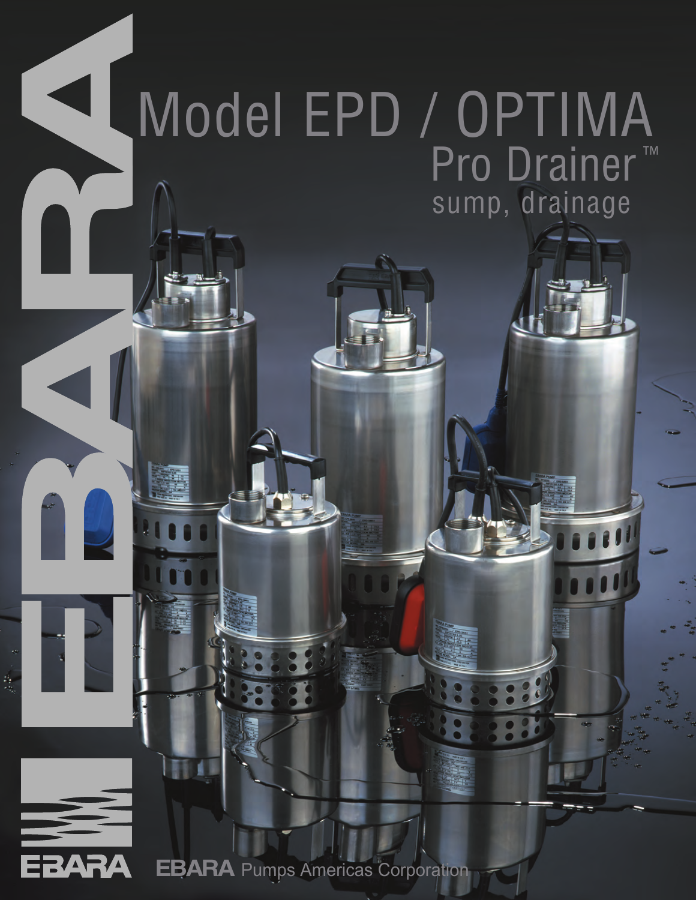# Model EPD / OPTIMA

## Pro Drainer™

sump, drainage

EBARA

EBARA Pumps Americas Corporation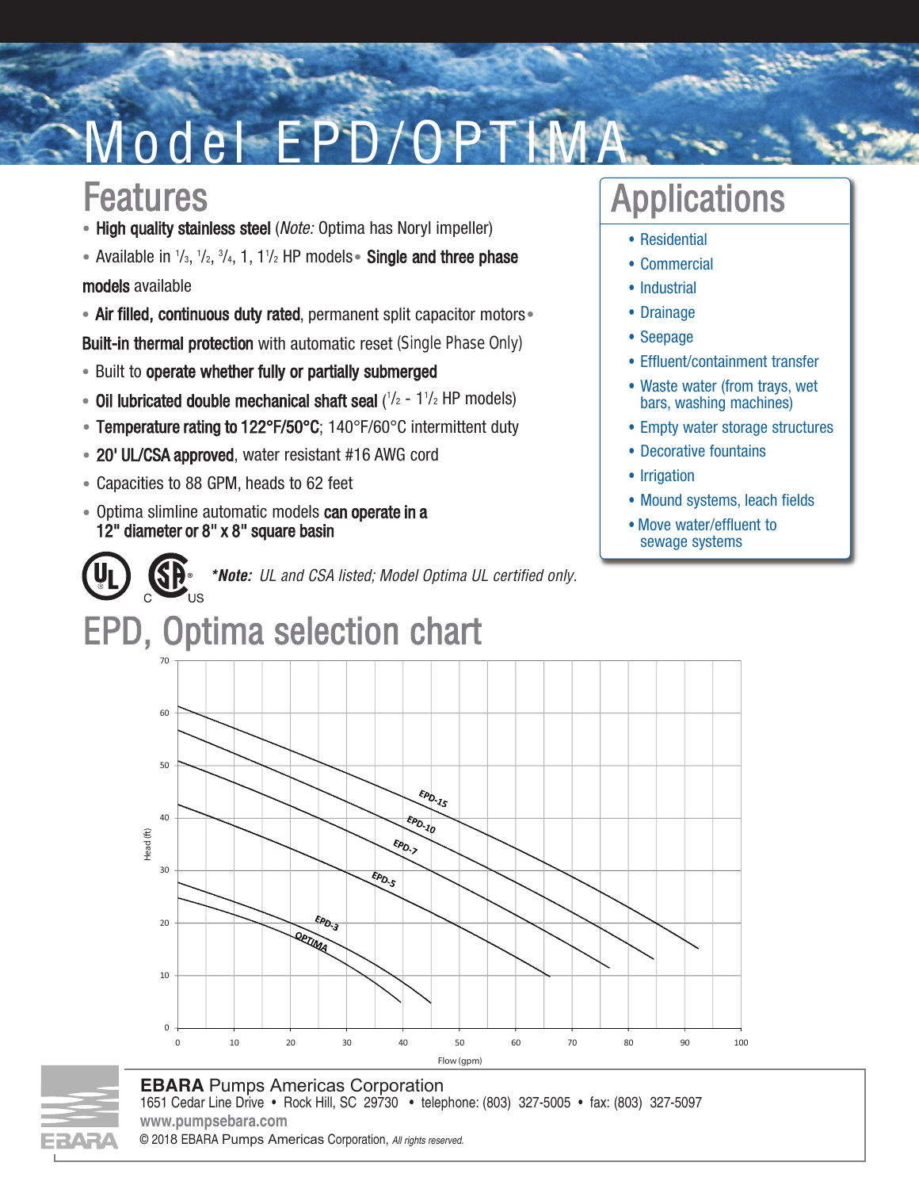# Model EPD/OPTIMA

## Features

- **High quality stainless steel** (*Note:* Optima has Noryl impeller)
- Available in 1/3, 1/2, 3/4, 1, 1 1/2 HP models
- **Single and three phase models** available
- **Air filled, continuous duty rated**, permanent split capacitor motors
- **Built-in thermal protection** with automatic reset (Single Phase Only)
- Built to **operate whether fully or partially submerged**
- **Oil lubricated double mechanical shaft seal** (1/2 - 1 1/2 HP models)
- **Temperature rating to 122°F/50°C**; 140°F/60°C intermittent duty
- **20' UL/CSA approved**, water resistant #16 AWG cord
- Capacities to 88 GPM, heads to 62 feet
- Optima slimline automatic models **can operate in a 12" diameter or 8" x 8" square basin**

***Note:*** *UL and CSA listed; Model Optima UL certified only.*

## Applications

- Residential
- Commercial
- Industrial
- Drainage
- Seepage
- Effluent/containment transfer
- Waste water (from trays, wet bars, washing machines)
- Empty water storage structures
- Decorative fountains
- Irrigation
- Mound systems, leach fields
- Move water/effluent to sewage systems

## EPD, Optima selection chart

Head (ft)

0
10
20
30
40
50
60
70

Flow (gpm)

0
10
20
30
40
50
60
70
80
90
100

EPD-15
EPD-10
EPD-7
EPD-5
EPD-3
OPTIMA

**EBARA** Pumps Americas Corporation
1651 Cedar Line Drive • Rock Hill, SC 29730 • telephone: (803) 327-5005 • fax: (803) 327-5097
**www.pumpsebara.com**
© 2018 EBARA Pumps Americas Corporation, *All rights reserved.*